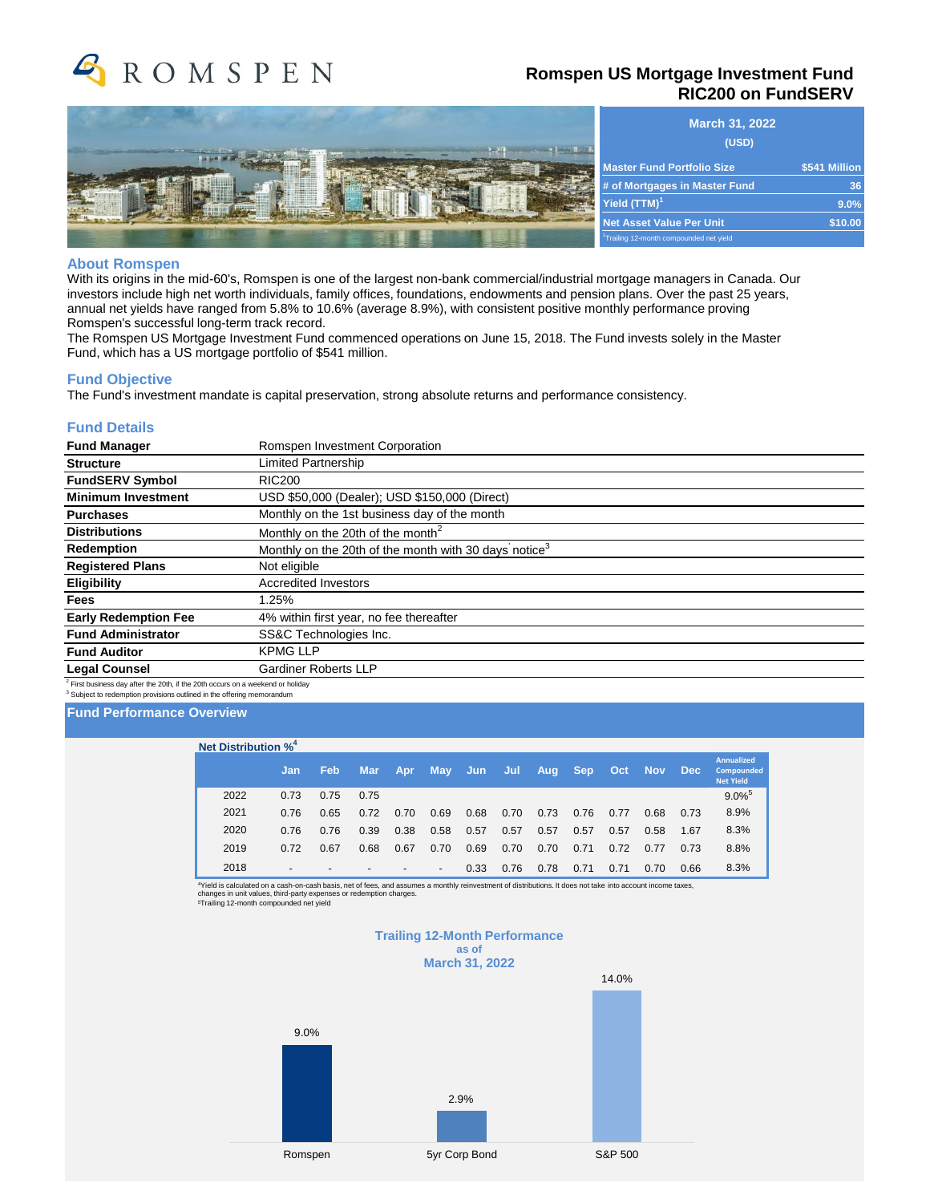# ROMSPEN

## Romspen US Mortgage Investment Fund
## RIC200 on FundSERV

| March 31, 2022 (USD) | |
|---|---|
| Master Fund Portfolio Size | $541 Million |
| # of Mortgages in Master Fund | 36 |
| Yield (TTM)[1] | 9.0% |
| Net Asset Value Per Unit | $10.00 |

[1]Trailing 12-month compounded net yield

### About Romspen

With its origins in the mid-60's, Romspen is one of the largest non-bank commercial/industrial mortgage managers in Canada. Our investors include high net worth individuals, family offices, foundations, endowments and pension plans. Over the past 25 years, annual net yields have ranged from 5.8% to 10.6% (average 8.9%), with consistent positive monthly performance proving Romspen's successful long-term track record.

The Romspen US Mortgage Investment Fund commenced operations on June 15, 2018. The Fund invests solely in the Master Fund, which has a US mortgage portfolio of $541 million.

### Fund Objective

The Fund's investment mandate is capital preservation, strong absolute returns and performance consistency.

### Fund Details

| | |
|---|---|
| **Fund Manager** | Romspen Investment Corporation |
| **Structure** | Limited Partnership |
| **FundSERV Symbol** | RIC200 |
| **Minimum Investment** | USD $50,000 (Dealer); USD $150,000 (Direct) |
| **Purchases** | Monthly on the 1st business day of the month |
| **Distributions** | Monthly on the 20th of the month[2] |
| **Redemption** | Monthly on the 20th of the month with 30 days notice[3] |
| **Registered Plans** | Not eligible |
| **Eligibility** | Accredited Investors |
| **Fees** | 1.25% |
| **Early Redemption Fee** | 4% within first year, no fee thereafter |
| **Fund Administrator** | SS&C Technologies Inc. |
| **Fund Auditor** | KPMG LLP |
| **Legal Counsel** | Gardiner Roberts LLP |

[2] First business day after the 20th, if the 20th occurs on a weekend or holiday
[3] Subject to redemption provisions outlined in the offering memorandum

### Fund Performance Overview

**Net Distribution %[4]**

| | Jan | Feb | Mar | Apr | May | Jun | Jul | Aug | Sep | Oct | Nov | Dec | Annualized Compounded Net Yield |
|---|---|---|---|---|---|---|---|---|---|---|---|---|---|
| 2022 | 0.73 | 0.75 | 0.75 | | | | | | | | | | 9.0%[5] |
| 2021 | 0.76 | 0.65 | 0.72 | 0.70 | 0.69 | 0.68 | 0.70 | 0.73 | 0.76 | 0.77 | 0.68 | 0.73 | 8.9% |
| 2020 | 0.76 | 0.76 | 0.39 | 0.38 | 0.58 | 0.57 | 0.57 | 0.57 | 0.57 | 0.57 | 0.58 | 1.67 | 8.3% |
| 2019 | 0.72 | 0.67 | 0.68 | 0.67 | 0.70 | 0.69 | 0.70 | 0.70 | 0.71 | 0.72 | 0.77 | 0.73 | 8.8% |
| 2018 | - | - | - | - | - | 0.33 | 0.76 | 0.78 | 0.71 | 0.71 | 0.70 | 0.66 | 8.3% |

[4]Yield is calculated on a cash-on-cash basis, net of fees, and assumes a monthly reinvestment of distributions. It does not take into account income taxes, changes in unit values, third-party expenses or redemption charges.
[5]Trailing 12-month compounded net yield

**Trailing 12-Month Performance as of March 31, 2022**

| Romspen | 5yr Corp Bond | S&P 500 |
|---|---|---|
| 9.0% | 2.9% | 14.0% |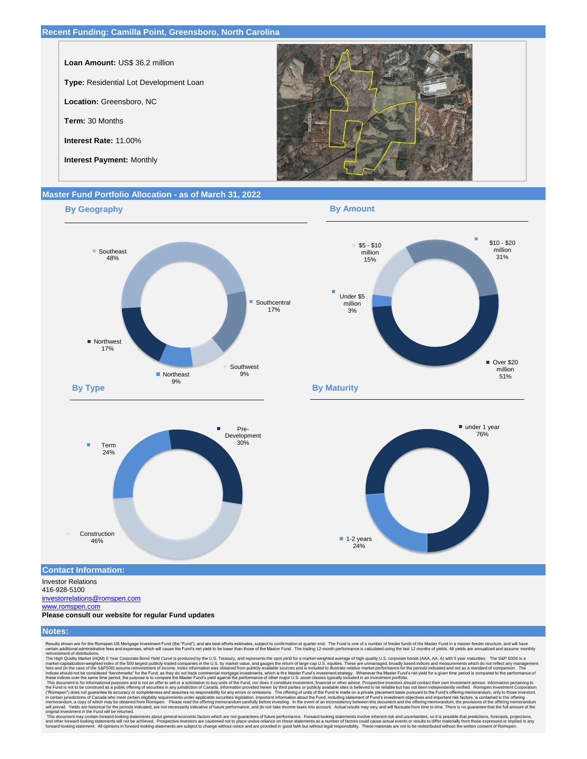## Recent Funding: Camilla Point, Greensboro, North Carolina

**Loan Amount:** US$ 36.2 million

**Type:** Residential Lot Development Loan

**Location:** Greensboro, NC

**Term:** 30 Months

**Interest Rate:** 11.00%

**Interest Payment:** Monthly

## Master Fund Portfolio Allocation - as of March 31, 2022

### By Geography

Southeast 48%
Southcentral 17%
Southwest 9%
Northeast 9%
Northwest 17%

### By Amount

$5 - $10 million 15%
$10 - $20 million 31%
Under $5 million 3%
Over $20 million 51%

### By Type

Pre-Development 30%
Term 24%
Construction 46%

### By Maturity

under 1 year 76%
1-2 years 24%

## Contact Information:

Investor Relations
416-928-5100
investorrelations@romspen.com
www.romspen.com
**Please consult our website for regular Fund updates**

## Notes:

Results shown are for the Romspen US Mortgage Investment Fund (the "Fund"), and are best efforts estimates, subject to confirmation at quarter end. The Fund is one of a number of feeder funds of the Master Fund in a master-feeder structure, and will have certain additional administrative fees and expenses, which will cause the Fund's net yield to be lower than those of the Master Fund. The trailing 12-month performance is calculated using the last 12 months of yields. All yields are annualized and assume monthly reinvestment of distributions.

The High Quality Market (HQM) 5 Year Corporate Bond Yield Curve is produced by the U.S. Treasury, and represents the spot yield for a market-weighted average of high-quality U.S. corporate bonds (AAA, AA, A) with 5 year maturities. The S&P 500® is a market-capitalization-weighted index of the 500 largest publicly-traded companies in the U.S. by market value, and gauges the return of large-cap U.S. equities. These are unmanaged, broadly based indices and measurements which do not reflect any management fees and (in the case of the S&P500) assume reinvestment of income. Index information was obtained from publicly available sources and is included to illustrate relative market performance for the periods indicated and not as a standard of comparison. The indices should not be considered "benchmarks" for the Fund, as they do not track commercial mortgage investments, which is the Master Fund's investment strategy. Whenever the Master Fund's net yield for a given time period is compared to the performance of these indices over the same time period, the purpose is to compare the Master Fund's yield against the performance of other major U.S. asset classes typically included in an investment portfolio.

This document is for informational purposes and is not an offer to sell or a solicitation to buy units of the Fund, nor does it constitute investment, financial or other advice. Prospective investors should contact their own investment advisor. Information pertaining to the Fund is not to be construed as a public offering of securities in any jurisdiction of Canada. Information provided herein by third parties or publicly available sites is believed to be reliable but has not been independently verified. Romspen Investment Corporation ("Romspen") does not guarantee its accuracy or completeness and assumes no responsibility for any errors or omissions. The offering of units of the Fund is made on a private placement basis pursuant to the Fund's offering memorandum, only to those investors in certain jurisdictions of Canada who meet certain eligibility requirements under applicable securities legislation. Important information about the Fund, including statement of Fund's investment objectives and important risk factors, is contained in the offering memorandum, a copy of which may be obtained from Romspen. Please read the offering memorandum carefully before investing. In the event of an inconsistency between this document and the offering memorandum, the provisions of the offering memorandum will prevail. Yields are historical for the periods indicated, are not necessarily indicative of future performance, and do not take income taxes into account. Actual results may vary and will fluctuate from time to time. There is no guarantee that the full amount of the original investment in the Fund will be returned.

This document may contain forward-looking statements about general economic factors which are not guarantees of future performance. Forward-looking statements involve inherent risk and uncertainties, so it is possible that predictions, forecasts, projections, and other forward-looking statements will not be achieved. Prospective investors are cautioned not to place undue reliance on these statements as a number of factors could cause actual events or results to differ materially from those expressed or implied in any forward-looking statement. All opinions in forward-looking statements are subject to change without notice and are provided in good faith but without legal responsibility. These materials are not to be redistributed without the written consent of Romspen.